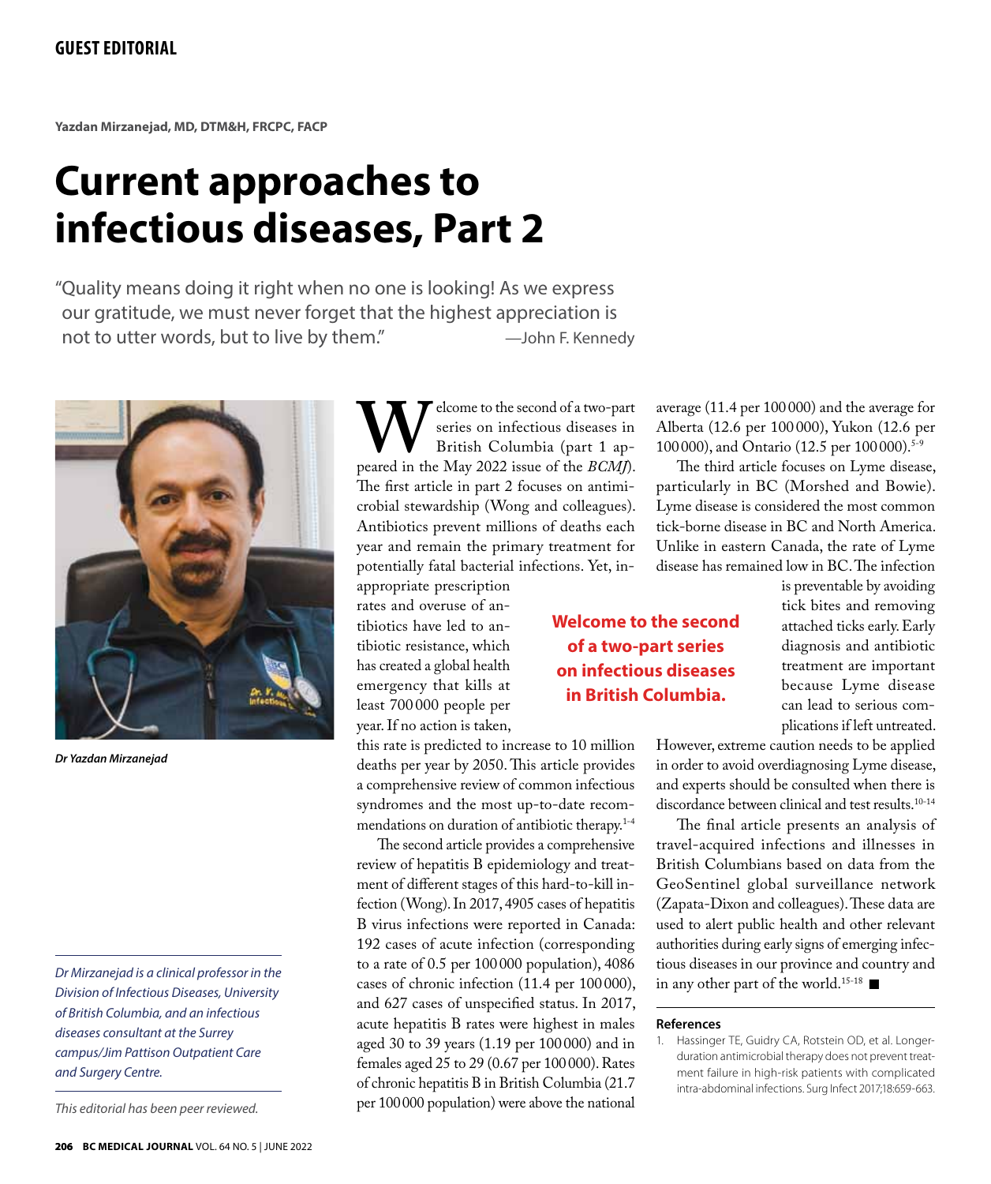**GUEST EDITORIAL**

**Yazdan Mirzanejad, MD, DTM&H, FRCPC, FACP**

# Current approaches to infectious diseases, Part 2

"Quality means doing it right when no one is looking! As we express our gratitude, we must never forget that the highest appreciation is not to utter words, but to live by them." —John F. Kennedy

*Dr Yazdan Mirzanejad*

Welcome to the second of a two-part series on infectious diseases in British Columbia (part 1 appeared in the May 2022 issue of the *BCMJ*). The first article in part 2 focuses on antimicrobial stewardship (Wong and colleagues). Antibiotics prevent millions of deaths each year and remain the primary treatment for potentially fatal bacterial infections. Yet, inappropriate prescription rates and overuse of antibiotics have led to antibiotic resistance, which has created a global health emergency that kills at least 700 000 people per year. If no action is taken, this rate is predicted to increase to 10 million deaths per year by 2050. This article provides a comprehensive review of common infectious syndromes and the most up-to-date recommendations on duration of antibiotic therapy.[1-4]

The second article provides a comprehensive review of hepatitis B epidemiology and treatment of different stages of this hard-to-kill infection (Wong). In 2017, 4905 cases of hepatitis B virus infections were reported in Canada: 192 cases of acute infection (corresponding to a rate of 0.5 per 100 000 population), 4086 cases of chronic infection (11.4 per 100 000), and 627 cases of unspecified status. In 2017, acute hepatitis B rates were highest in males aged 30 to 39 years (1.19 per 100 000) and in females aged 25 to 29 (0.67 per 100 000). Rates of chronic hepatitis B in British Columbia (21.7 per 100 000 population) were above the national average (11.4 per 100 000) and the average for Alberta (12.6 per 100 000), Yukon (12.6 per 100 000), and Ontario (12.5 per 100 000).[5-9]

**Welcome to the second of a two-part series on infectious diseases in British Columbia.**

The third article focuses on Lyme disease, particularly in BC (Morshed and Bowie). Lyme disease is considered the most common tick-borne disease in BC and North America. Unlike in eastern Canada, the rate of Lyme disease has remained low in BC. The infection is preventable by avoiding tick bites and removing attached ticks early. Early diagnosis and antibiotic treatment are important because Lyme disease can lead to serious complications if left untreated. However, extreme caution needs to be applied in order to avoid overdiagnosing Lyme disease, and experts should be consulted when there is discordance between clinical and test results.[10-14]

The final article presents an analysis of travel-acquired infections and illnesses in British Columbians based on data from the GeoSentinel global surveillance network (Zapata-Dixon and colleagues). These data are used to alert public health and other relevant authorities during early signs of emerging infectious diseases in our province and country and in any other part of the world.[15-18] ■

*Dr Mirzanejad is a clinical professor in the Division of Infectious Diseases, University of British Columbia, and an infectious diseases consultant at the Surrey campus/Jim Pattison Outpatient Care and Surgery Centre.*

*This editorial has been peer reviewed.*

**References**

1. Hassinger TE, Guidry CA, Rotstein OD, et al. Longer-duration antimicrobial therapy does not prevent treatment failure in high-risk patients with complicated intra-abdominal infections. Surg Infect 2017;18:659-663.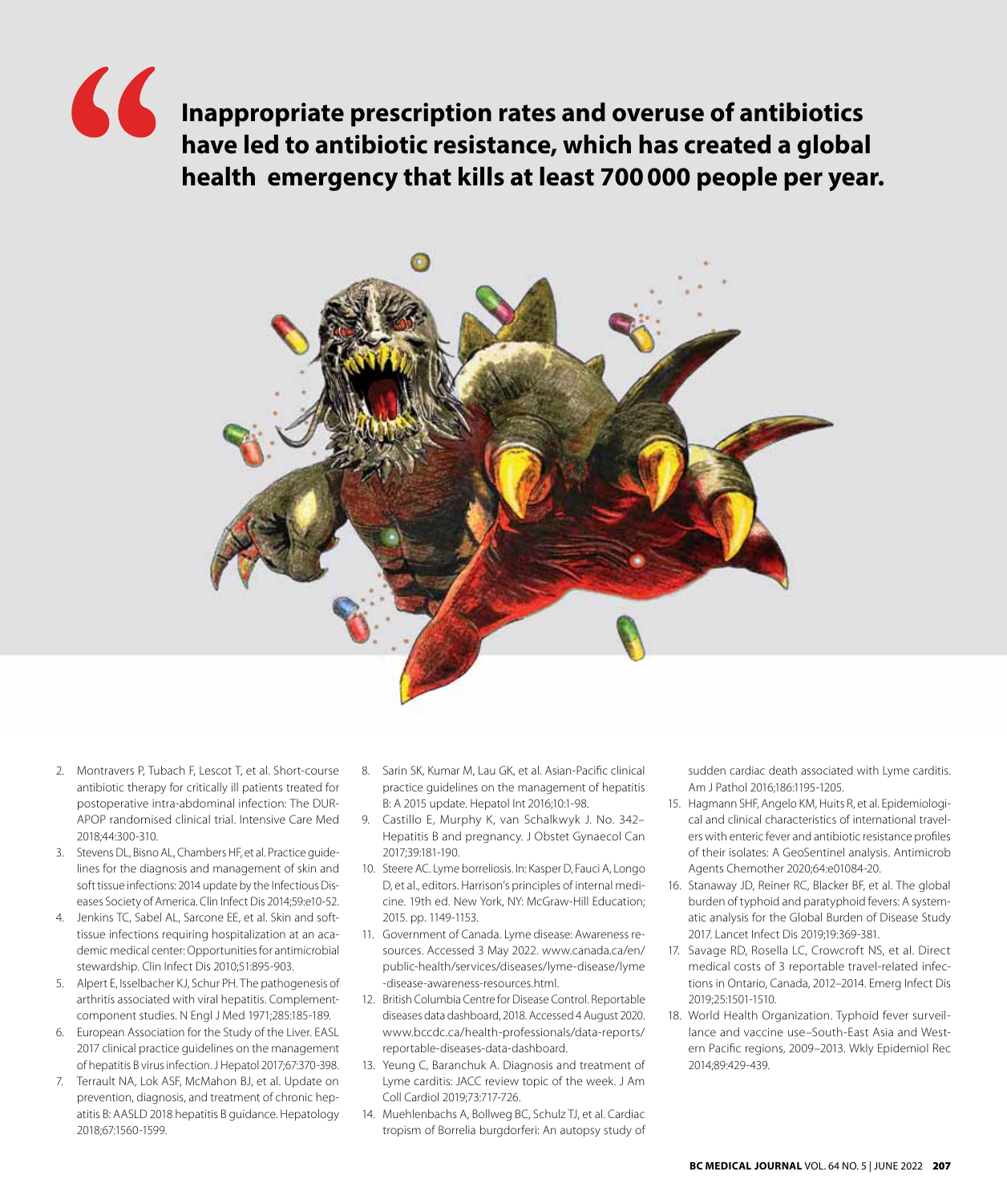> **Inappropriate prescription rates and overuse of antibiotics have led to antibiotic resistance, which has created a global health emergency that kills at least 700 000 people per year.**

2. Montravers P, Tubach F, Lescot T, et al. Short-course antibiotic therapy for critically ill patients treated for postoperative intra-abdominal infection: The DURAPOP randomised clinical trial. Intensive Care Med 2018;44:300-310.
3. Stevens DL, Bisno AL, Chambers HF, et al. Practice guidelines for the diagnosis and management of skin and soft tissue infections: 2014 update by the Infectious Diseases Society of America. Clin Infect Dis 2014;59:e10-52.
4. Jenkins TC, Sabel AL, Sarcone EE, et al. Skin and soft-tissue infections requiring hospitalization at an academic medical center: Opportunities for antimicrobial stewardship. Clin Infect Dis 2010;51:895-903.
5. Alpert E, Isselbacher KJ, Schur PH. The pathogenesis of arthritis associated with viral hepatitis. Complement-component studies. N Engl J Med 1971;285:185-189.
6. European Association for the Study of the Liver. EASL 2017 clinical practice guidelines on the management of hepatitis B virus infection. J Hepatol 2017;67:370-398.
7. Terrault NA, Lok ASF, McMahon BJ, et al. Update on prevention, diagnosis, and treatment of chronic hepatitis B: AASLD 2018 hepatitis B guidance. Hepatology 2018;67:1560-1599.
8. Sarin SK, Kumar M, Lau GK, et al. Asian-Pacific clinical practice guidelines on the management of hepatitis B: A 2015 update. Hepatol Int 2016;10:1-98.
9. Castillo E, Murphy K, van Schalkwyk J. No. 342–Hepatitis B and pregnancy. J Obstet Gynaecol Can 2017;39:181-190.
10. Steere AC. Lyme borreliosis. In: Kasper D, Fauci A, Longo D, et al., editors. Harrison's principles of internal medicine. 19th ed. New York, NY: McGraw-Hill Education; 2015. pp. 1149-1153.
11. Government of Canada. Lyme disease: Awareness resources. Accessed 3 May 2022. www.canada.ca/en/public-health/services/diseases/lyme-disease/lyme-disease-awareness-resources.html.
12. British Columbia Centre for Disease Control. Reportable diseases data dashboard, 2018. Accessed 4 August 2020. www.bccdc.ca/health-professionals/data-reports/reportable-diseases-data-dashboard.
13. Yeung C, Baranchuk A. Diagnosis and treatment of Lyme carditis: JACC review topic of the week. J Am Coll Cardiol 2019;73:717-726.
14. Muehlenbachs A, Bollweg BC, Schulz TJ, et al. Cardiac tropism of Borrelia burgdorferi: An autopsy study of sudden cardiac death associated with Lyme carditis. Am J Pathol 2016;186:1195-1205.
15. Hagmann SHF, Angelo KM, Huits R, et al. Epidemiological and clinical characteristics of international travelers with enteric fever and antibiotic resistance profiles of their isolates: A GeoSentinel analysis. Antimicrob Agents Chemother 2020;64:e01084-20.
16. Stanaway JD, Reiner RC, Blacker BF, et al. The global burden of typhoid and paratyphoid fevers: A systematic analysis for the Global Burden of Disease Study 2017. Lancet Infect Dis 2019;19:369-381.
17. Savage RD, Rosella LC, Crowcroft NS, et al. Direct medical costs of 3 reportable travel-related infections in Ontario, Canada, 2012–2014. Emerg Infect Dis 2019;25:1501-1510.
18. World Health Organization. Typhoid fever surveillance and vaccine use–South-East Asia and Western Pacific regions, 2009–2013. Wkly Epidemiol Rec 2014;89:429-439.